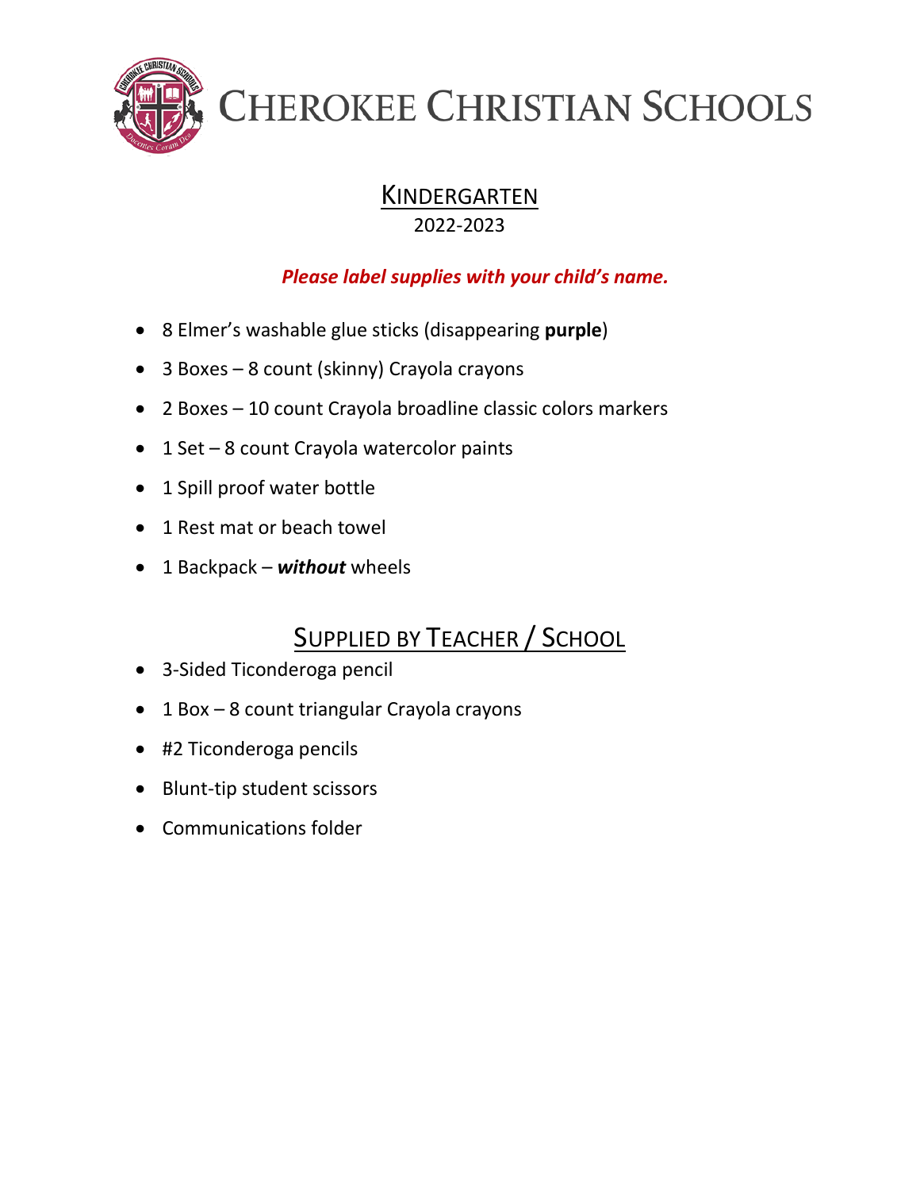# Cherokee Christian Schools

## Kindergarten

2022-2023

***Please label supplies with your child's name.***

- 8 Elmer's washable glue sticks (disappearing **purple**)
- 3 Boxes – 8 count (skinny) Crayola crayons
- 2 Boxes – 10 count Crayola broadline classic colors markers
- 1 Set – 8 count Crayola watercolor paints
- 1 Spill proof water bottle
- 1 Rest mat or beach towel
- 1 Backpack – ***without*** wheels

## Supplied by Teacher / School

- 3-Sided Ticonderoga pencil
- 1 Box – 8 count triangular Crayola crayons
- #2 Ticonderoga pencils
- Blunt-tip student scissors
- Communications folder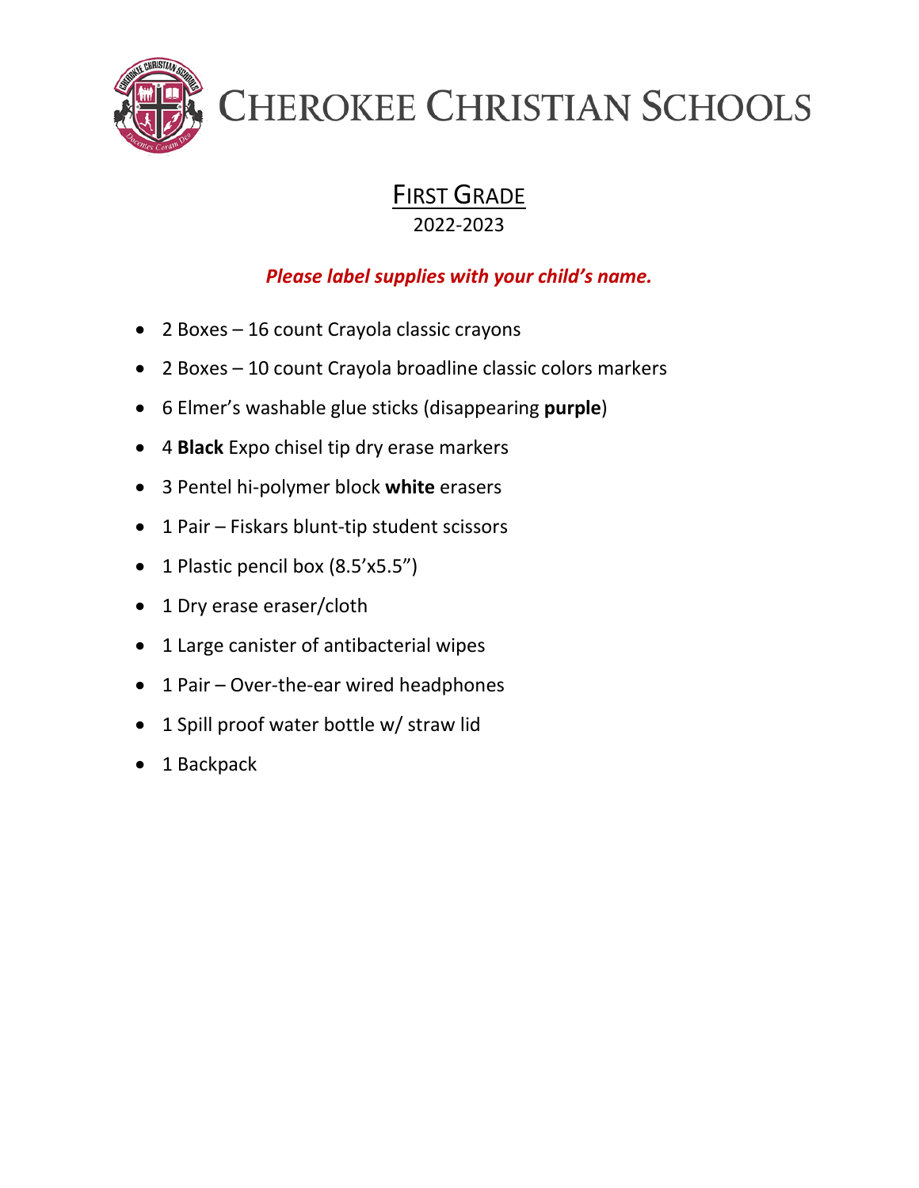# Cherokee Christian Schools

## First Grade

2022-2023

***Please label supplies with your child's name.***

- 2 Boxes – 16 count Crayola classic crayons
- 2 Boxes – 10 count Crayola broadline classic colors markers
- 6 Elmer's washable glue sticks (disappearing **purple**)
- 4 **Black** Expo chisel tip dry erase markers
- 3 Pentel hi-polymer block **white** erasers
- 1 Pair – Fiskars blunt-tip student scissors
- 1 Plastic pencil box (8.5'x5.5")
- 1 Dry erase eraser/cloth
- 1 Large canister of antibacterial wipes
- 1 Pair – Over-the-ear wired headphones
- 1 Spill proof water bottle w/ straw lid
- 1 Backpack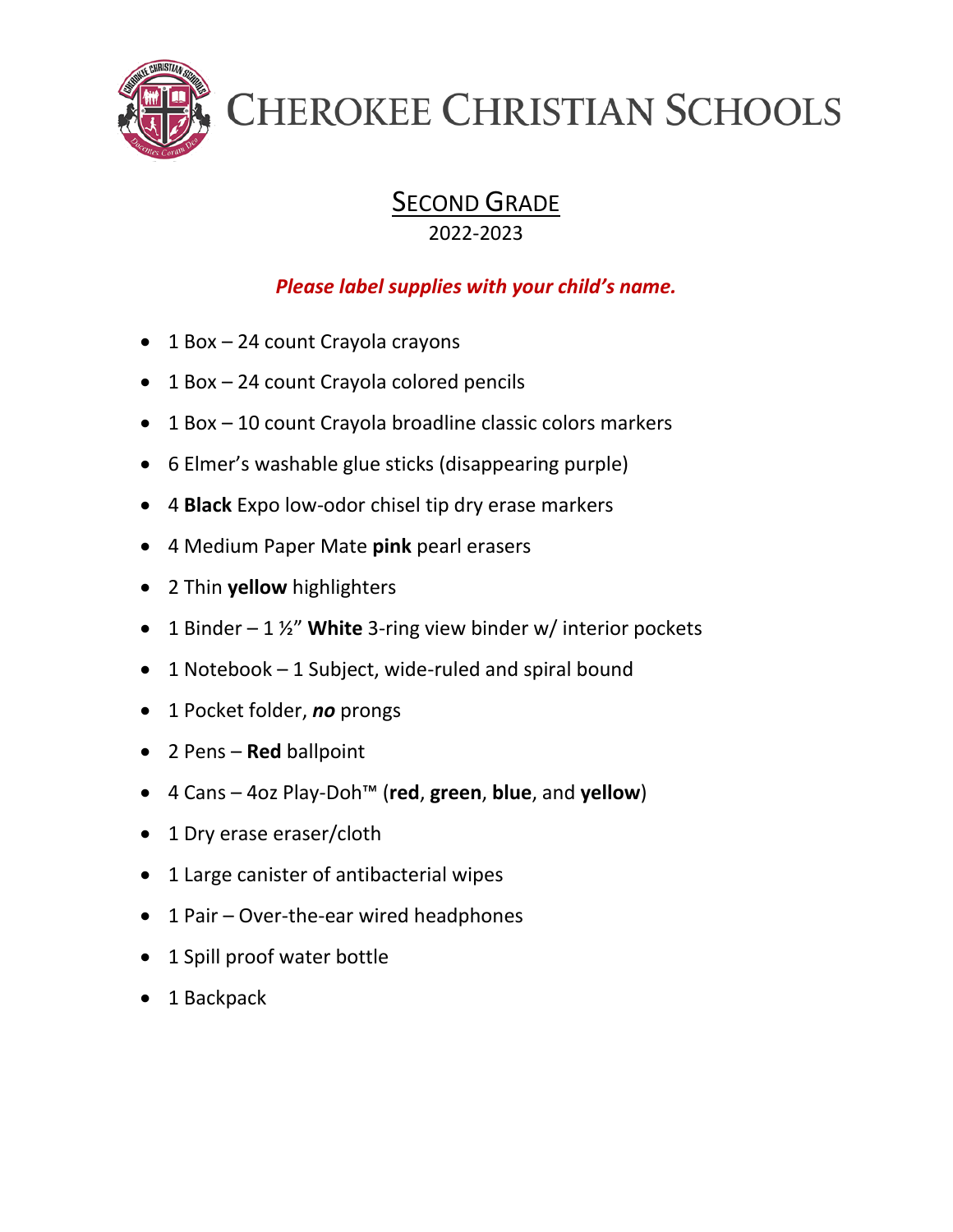# Cherokee Christian Schools

## Second Grade

2022-2023

***Please label supplies with your child's name.***

- 1 Box – 24 count Crayola crayons
- 1 Box – 24 count Crayola colored pencils
- 1 Box – 10 count Crayola broadline classic colors markers
- 6 Elmer's washable glue sticks (disappearing purple)
- 4 **Black** Expo low-odor chisel tip dry erase markers
- 4 Medium Paper Mate **pink** pearl erasers
- 2 Thin **yellow** highlighters
- 1 Binder – 1 ½" **White** 3-ring view binder w/ interior pockets
- 1 Notebook – 1 Subject, wide-ruled and spiral bound
- 1 Pocket folder, ***no*** prongs
- 2 Pens – **Red** ballpoint
- 4 Cans – 4oz Play-Doh™ (**red**, **green**, **blue**, and **yellow**)
- 1 Dry erase eraser/cloth
- 1 Large canister of antibacterial wipes
- 1 Pair – Over-the-ear wired headphones
- 1 Spill proof water bottle
- 1 Backpack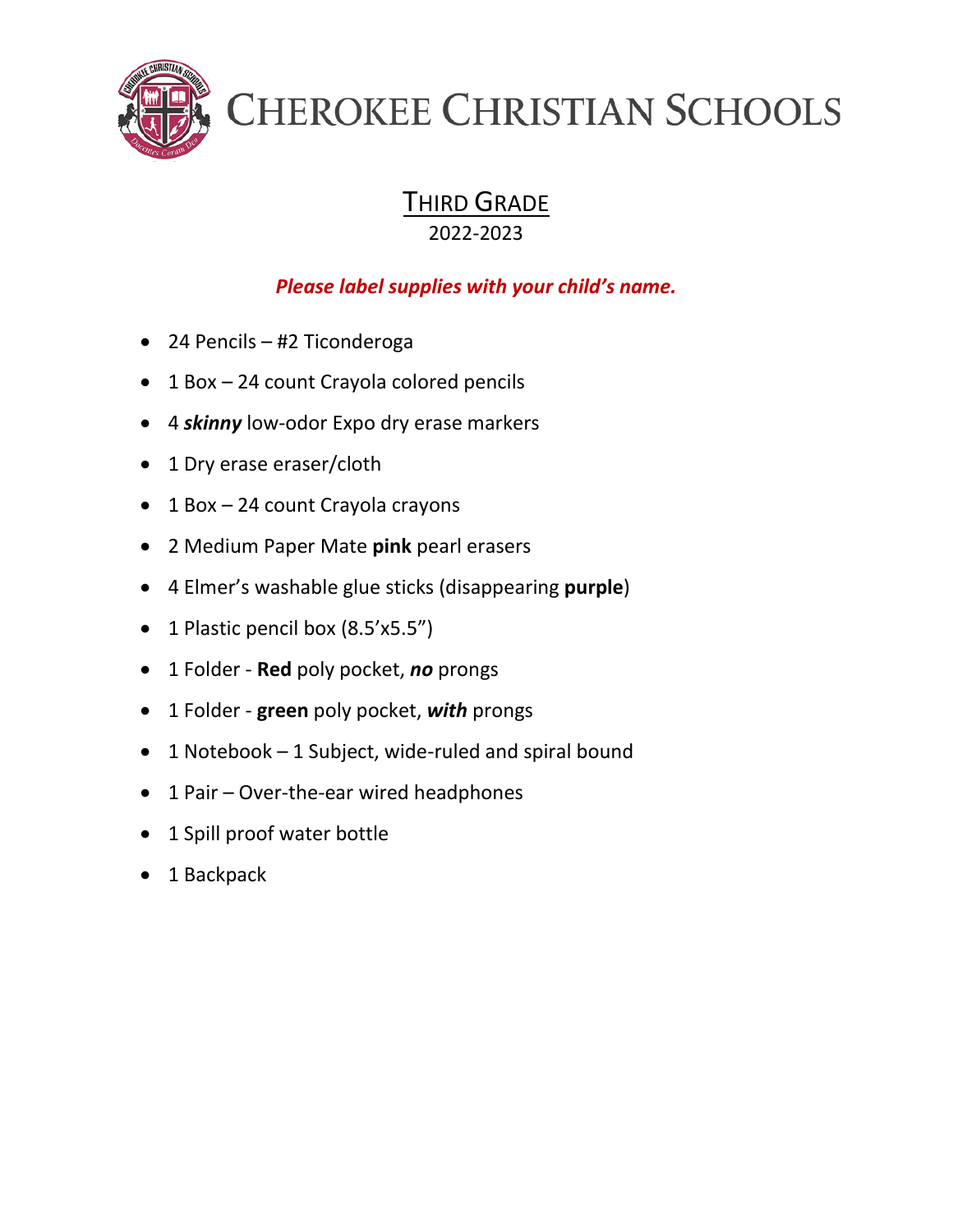# CHEROKEE CHRISTIAN SCHOOLS

## THIRD GRADE

2022-2023

***Please label supplies with your child's name.***

- 24 Pencils – #2 Ticonderoga
- 1 Box – 24 count Crayola colored pencils
- 4 ***skinny*** low-odor Expo dry erase markers
- 1 Dry erase eraser/cloth
- 1 Box – 24 count Crayola crayons
- 2 Medium Paper Mate **pink** pearl erasers
- 4 Elmer's washable glue sticks (disappearing **purple**)
- 1 Plastic pencil box (8.5'x5.5")
- 1 Folder - **Red** poly pocket, ***no*** prongs
- 1 Folder - **green** poly pocket, ***with*** prongs
- 1 Notebook – 1 Subject, wide-ruled and spiral bound
- 1 Pair – Over-the-ear wired headphones
- 1 Spill proof water bottle
- 1 Backpack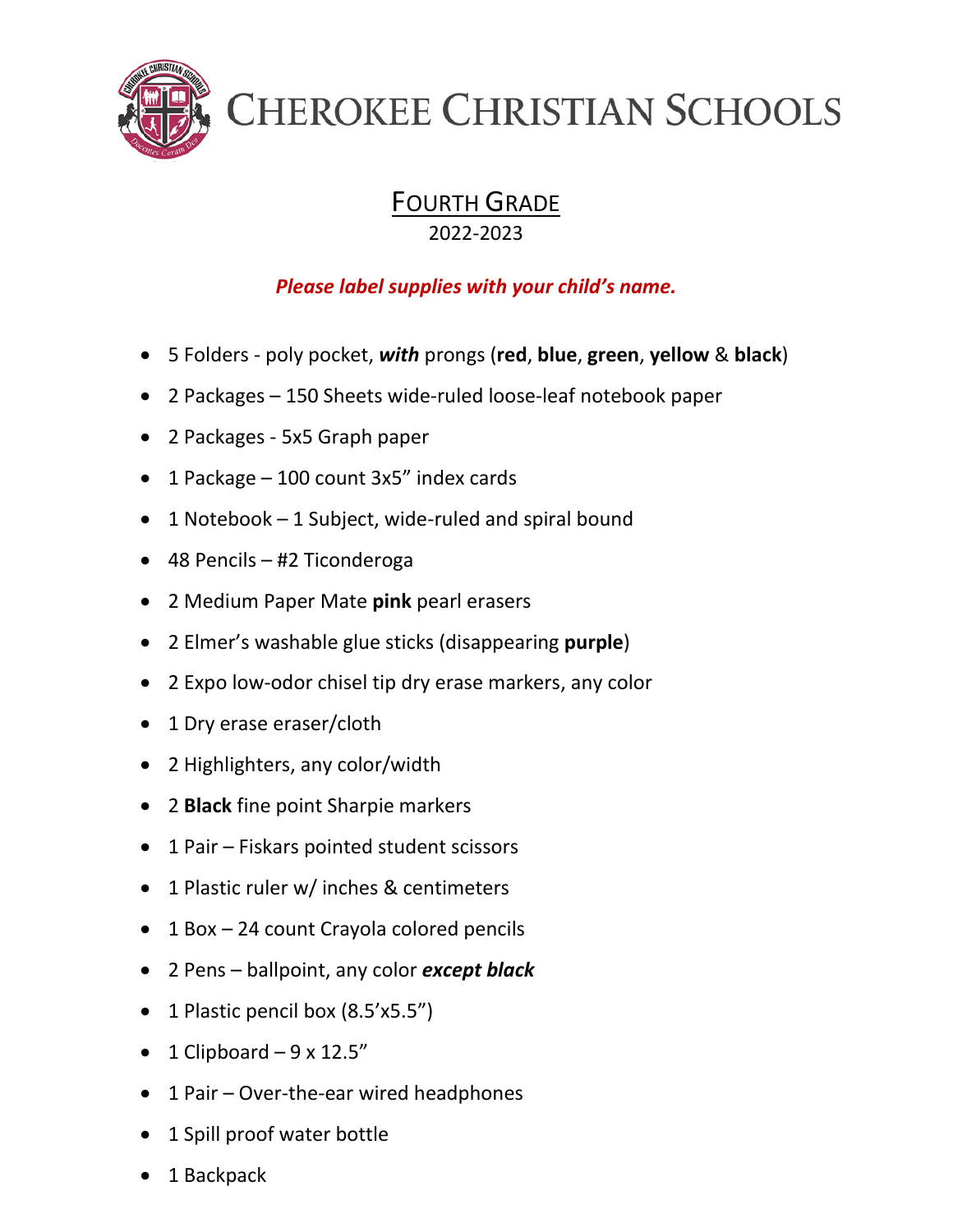# CHEROKEE CHRISTIAN SCHOOLS

## FOURTH GRADE

2022-2023

***Please label supplies with your child's name.***

- 5 Folders - poly pocket, ***with*** prongs (**red**, **blue**, **green**, **yellow** & **black**)
- 2 Packages – 150 Sheets wide-ruled loose-leaf notebook paper
- 2 Packages - 5x5 Graph paper
- 1 Package – 100 count 3x5" index cards
- 1 Notebook – 1 Subject, wide-ruled and spiral bound
- 48 Pencils – #2 Ticonderoga
- 2 Medium Paper Mate **pink** pearl erasers
- 2 Elmer's washable glue sticks (disappearing **purple**)
- 2 Expo low-odor chisel tip dry erase markers, any color
- 1 Dry erase eraser/cloth
- 2 Highlighters, any color/width
- 2 **Black** fine point Sharpie markers
- 1 Pair – Fiskars pointed student scissors
- 1 Plastic ruler w/ inches & centimeters
- 1 Box – 24 count Crayola colored pencils
- 2 Pens – ballpoint, any color ***except black***
- 1 Plastic pencil box (8.5'x5.5")
- 1 Clipboard – 9 x 12.5"
- 1 Pair – Over-the-ear wired headphones
- 1 Spill proof water bottle
- 1 Backpack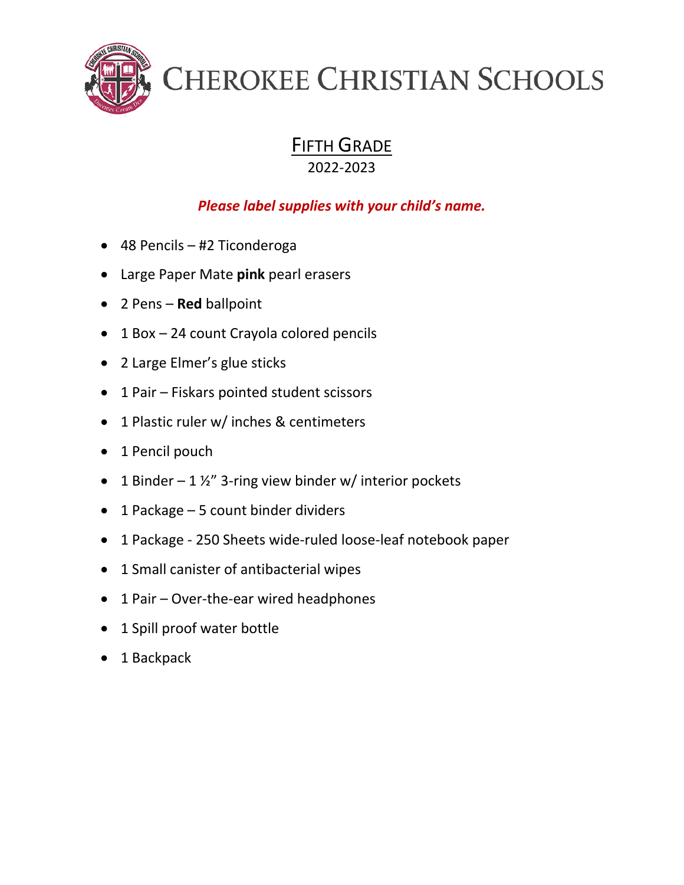# CHEROKEE CHRISTIAN SCHOOLS

## FIFTH GRADE

2022-2023

***Please label supplies with your child's name.***

- 48 Pencils – #2 Ticonderoga
- Large Paper Mate **pink** pearl erasers
- 2 Pens – **Red** ballpoint
- 1 Box – 24 count Crayola colored pencils
- 2 Large Elmer's glue sticks
- 1 Pair – Fiskars pointed student scissors
- 1 Plastic ruler w/ inches & centimeters
- 1 Pencil pouch
- 1 Binder – 1 ½" 3-ring view binder w/ interior pockets
- 1 Package – 5 count binder dividers
- 1 Package - 250 Sheets wide-ruled loose-leaf notebook paper
- 1 Small canister of antibacterial wipes
- 1 Pair – Over-the-ear wired headphones
- 1 Spill proof water bottle
- 1 Backpack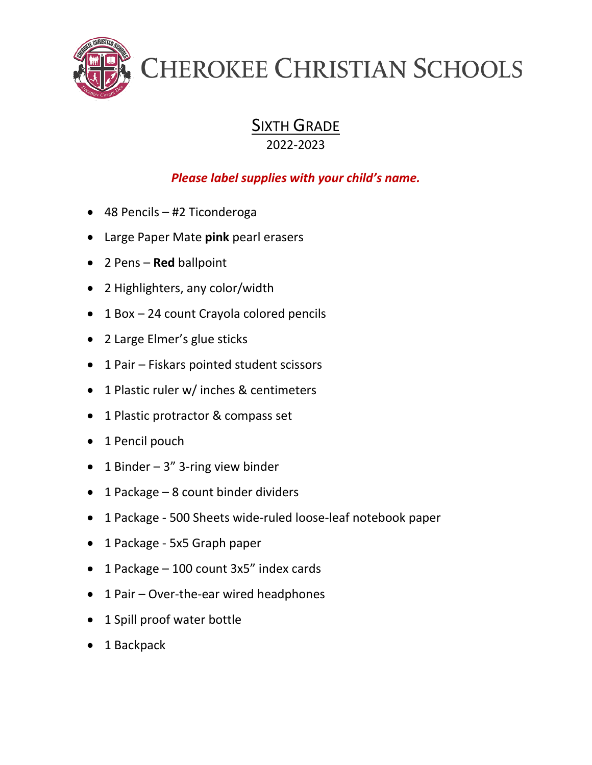# Cherokee Christian Schools

## Sixth Grade

2022-2023

***Please label supplies with your child's name.***

- 48 Pencils – #2 Ticonderoga
- Large Paper Mate **pink** pearl erasers
- 2 Pens – **Red** ballpoint
- 2 Highlighters, any color/width
- 1 Box – 24 count Crayola colored pencils
- 2 Large Elmer's glue sticks
- 1 Pair – Fiskars pointed student scissors
- 1 Plastic ruler w/ inches & centimeters
- 1 Plastic protractor & compass set
- 1 Pencil pouch
- 1 Binder – 3" 3-ring view binder
- 1 Package – 8 count binder dividers
- 1 Package - 500 Sheets wide-ruled loose-leaf notebook paper
- 1 Package - 5x5 Graph paper
- 1 Package – 100 count 3x5" index cards
- 1 Pair – Over-the-ear wired headphones
- 1 Spill proof water bottle
- 1 Backpack